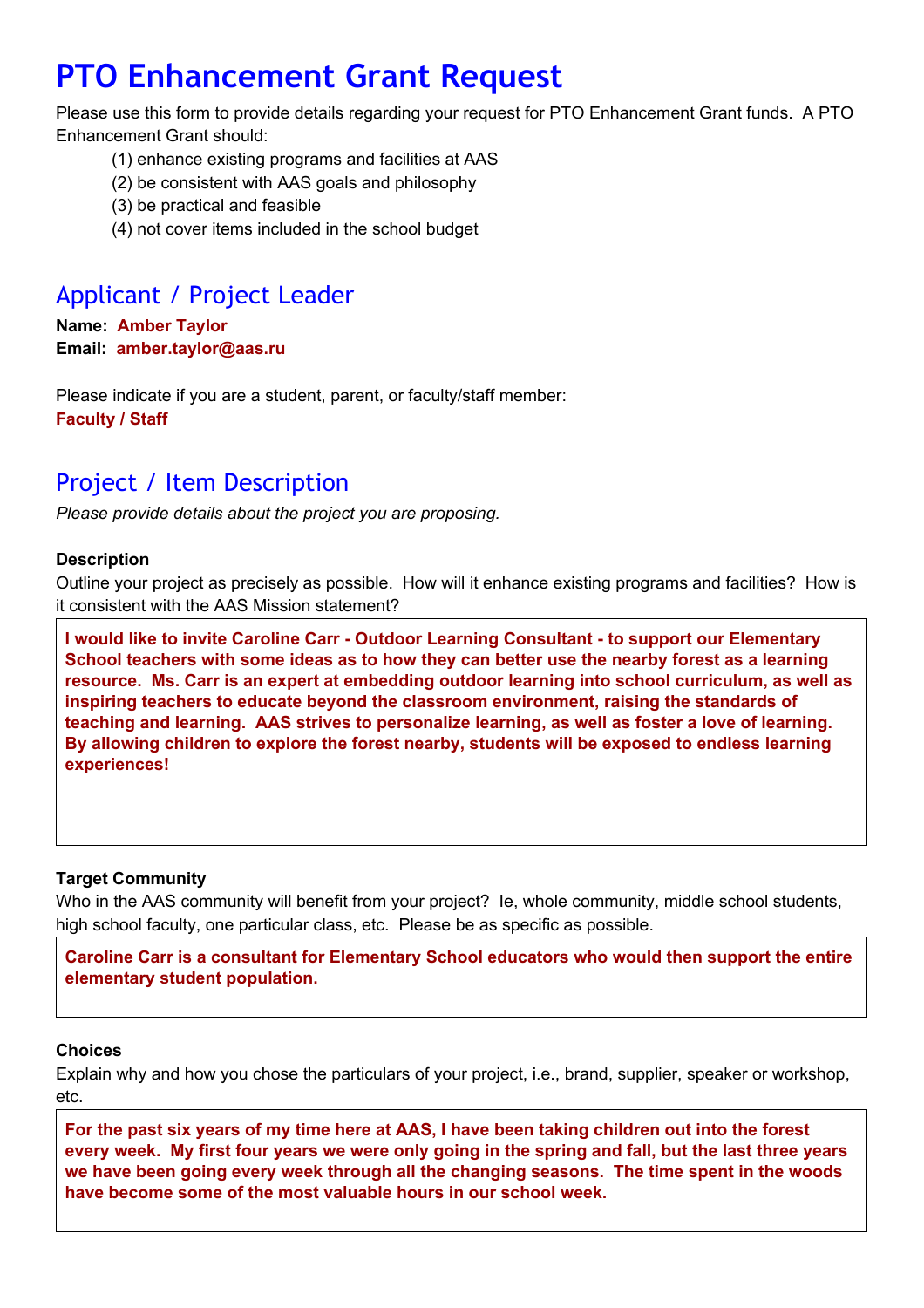# PTO Enhancement Grant Request

Please use this form to provide details regarding your request for PTO Enhancement Grant funds. A PTO Enhancement Grant should:

(1) enhance existing programs and facilities at AAS
(2) be consistent with AAS goals and philosophy
(3) be practical and feasible
(4) not cover items included in the school budget

## Applicant / Project Leader

**Name:** **Amber Taylor**
**Email:** **amber.taylor@aas.ru**

Please indicate if you are a student, parent, or faculty/staff member:
**Faculty / Staff**

## Project / Item Description

*Please provide details about the project you are proposing.*

**Description**

Outline your project as precisely as possible. How will it enhance existing programs and facilities? How is it consistent with the AAS Mission statement?

**I would like to invite Caroline Carr - Outdoor Learning Consultant - to support our Elementary School teachers with some ideas as to how they can better use the nearby forest as a learning resource. Ms. Carr is an expert at embedding outdoor learning into school curriculum, as well as inspiring teachers to educate beyond the classroom environment, raising the standards of teaching and learning. AAS strives to personalize learning, as well as foster a love of learning. By allowing children to explore the forest nearby, students will be exposed to endless learning experiences!**

**Target Community**

Who in the AAS community will benefit from your project? Ie, whole community, middle school students, high school faculty, one particular class, etc. Please be as specific as possible.

**Caroline Carr is a consultant for Elementary School educators who would then support the entire elementary student population.**

**Choices**

Explain why and how you chose the particulars of your project, i.e., brand, supplier, speaker or workshop, etc.

**For the past six years of my time here at AAS, I have been taking children out into the forest every week. My first four years we were only going in the spring and fall, but the last three years we have been going every week through all the changing seasons. The time spent in the woods have become some of the most valuable hours in our school week.**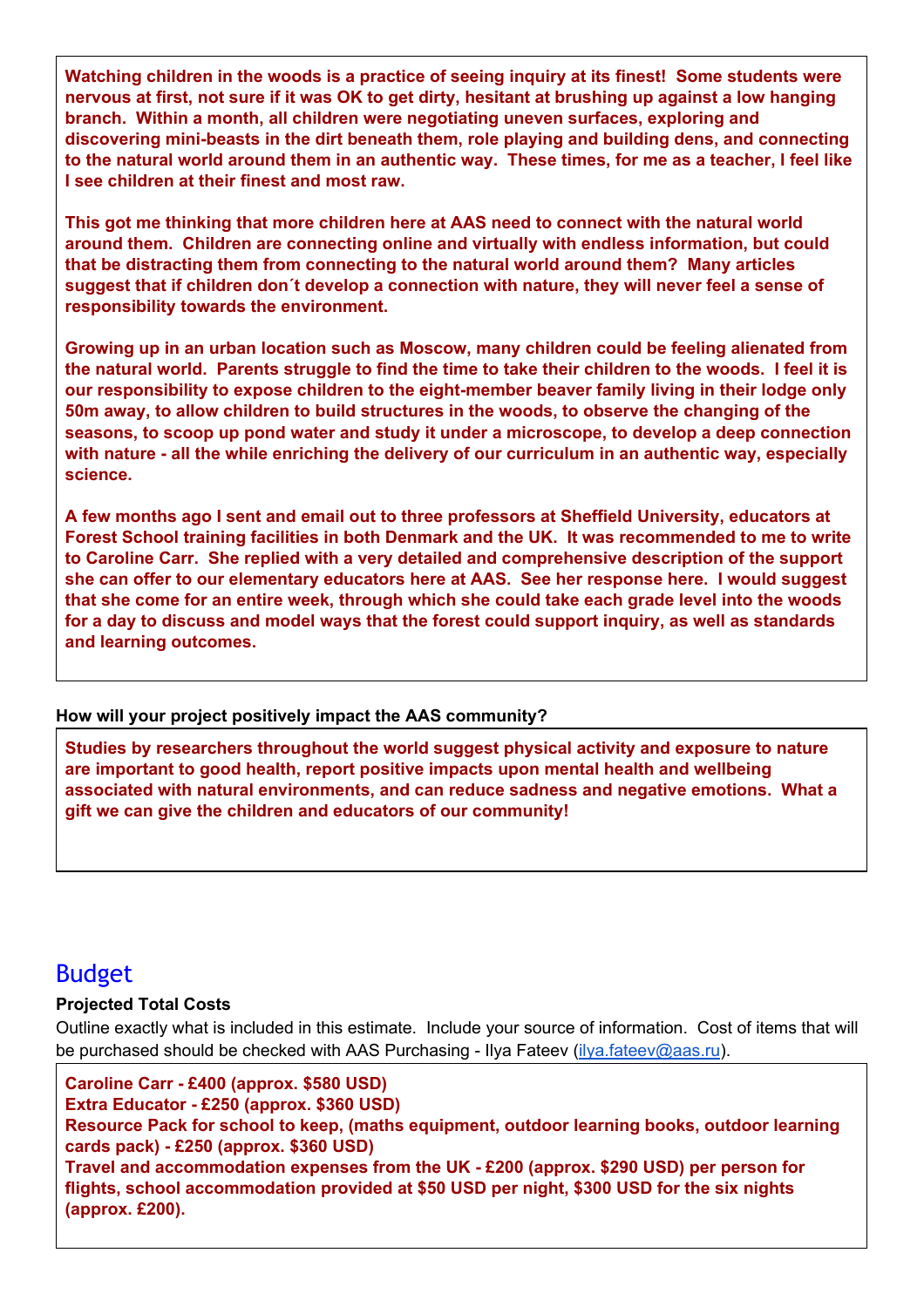**Watching children in the woods is a practice of seeing inquiry at its finest! Some students were nervous at first, not sure if it was OK to get dirty, hesitant at brushing up against a low hanging branch. Within a month, all children were negotiating uneven surfaces, exploring and discovering mini-beasts in the dirt beneath them, role playing and building dens, and connecting to the natural world around them in an authentic way. These times, for me as a teacher, I feel like I see children at their finest and most raw.**

**This got me thinking that more children here at AAS need to connect with the natural world around them. Children are connecting online and virtually with endless information, but could that be distracting them from connecting to the natural world around them? Many articles suggest that if children don´t develop a connection with nature, they will never feel a sense of responsibility towards the environment.**

**Growing up in an urban location such as Moscow, many children could be feeling alienated from the natural world. Parents struggle to find the time to take their children to the woods. I feel it is our responsibility to expose children to the eight-member beaver family living in their lodge only 50m away, to allow children to build structures in the woods, to observe the changing of the seasons, to scoop up pond water and study it under a microscope, to develop a deep connection with nature - all the while enriching the delivery of our curriculum in an authentic way, especially science.**

**A few months ago I sent and email out to three professors at Sheffield University, educators at Forest School training facilities in both Denmark and the UK. It was recommended to me to write to Caroline Carr. She replied with a very detailed and comprehensive description of the support she can offer to our elementary educators here at AAS. See her response here. I would suggest that she come for an entire week, through which she could take each grade level into the woods for a day to discuss and model ways that the forest could support inquiry, as well as standards and learning outcomes.**

**How will your project positively impact the AAS community?**

**Studies by researchers throughout the world suggest physical activity and exposure to nature are important to good health, report positive impacts upon mental health and wellbeing associated with natural environments, and can reduce sadness and negative emotions. What a gift we can give the children and educators of our community!**

## Budget

**Projected Total Costs**

Outline exactly what is included in this estimate. Include your source of information. Cost of items that will be purchased should be checked with AAS Purchasing - Ilya Fateev (ilya.fateev@aas.ru).

**Caroline Carr - £400 (approx. $580 USD)**
**Extra Educator - £250 (approx. $360 USD)**
**Resource Pack for school to keep, (maths equipment, outdoor learning books, outdoor learning cards pack) - £250 (approx. $360 USD)**
**Travel and accommodation expenses from the UK - £200 (approx. $290 USD) per person for flights, school accommodation provided at $50 USD per night, $300 USD for the six nights (approx. £200).**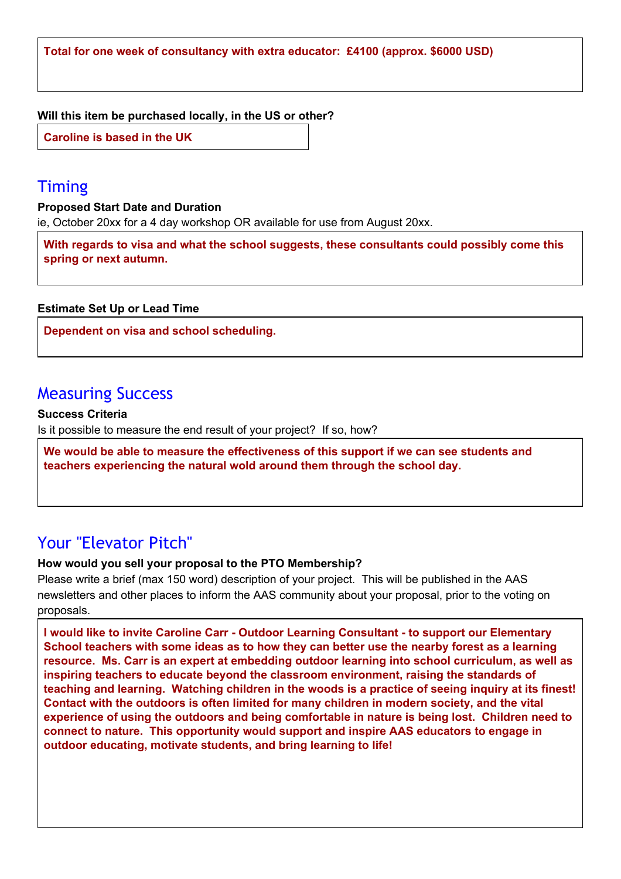**Total for one week of consultancy with extra educator: £4100 (approx. $6000 USD)**

**Will this item be purchased locally, in the US or other?**

**Caroline is based in the UK**

## Timing

**Proposed Start Date and Duration**

ie, October 20xx for a 4 day workshop OR available for use from August 20xx.

**With regards to visa and what the school suggests, these consultants could possibly come this spring or next autumn.**

**Estimate Set Up or Lead Time**

**Dependent on visa and school scheduling.**

## Measuring Success

**Success Criteria**

Is it possible to measure the end result of your project? If so, how?

**We would be able to measure the effectiveness of this support if we can see students and teachers experiencing the natural wold around them through the school day.**

## Your "Elevator Pitch"

**How would you sell your proposal to the PTO Membership?**

Please write a brief (max 150 word) description of your project. This will be published in the AAS newsletters and other places to inform the AAS community about your proposal, prior to the voting on proposals.

**I would like to invite Caroline Carr - Outdoor Learning Consultant - to support our Elementary School teachers with some ideas as to how they can better use the nearby forest as a learning resource. Ms. Carr is an expert at embedding outdoor learning into school curriculum, as well as inspiring teachers to educate beyond the classroom environment, raising the standards of teaching and learning. Watching children in the woods is a practice of seeing inquiry at its finest! Contact with the outdoors is often limited for many children in modern society, and the vital experience of using the outdoors and being comfortable in nature is being lost. Children need to connect to nature. This opportunity would support and inspire AAS educators to engage in outdoor educating, motivate students, and bring learning to life!**